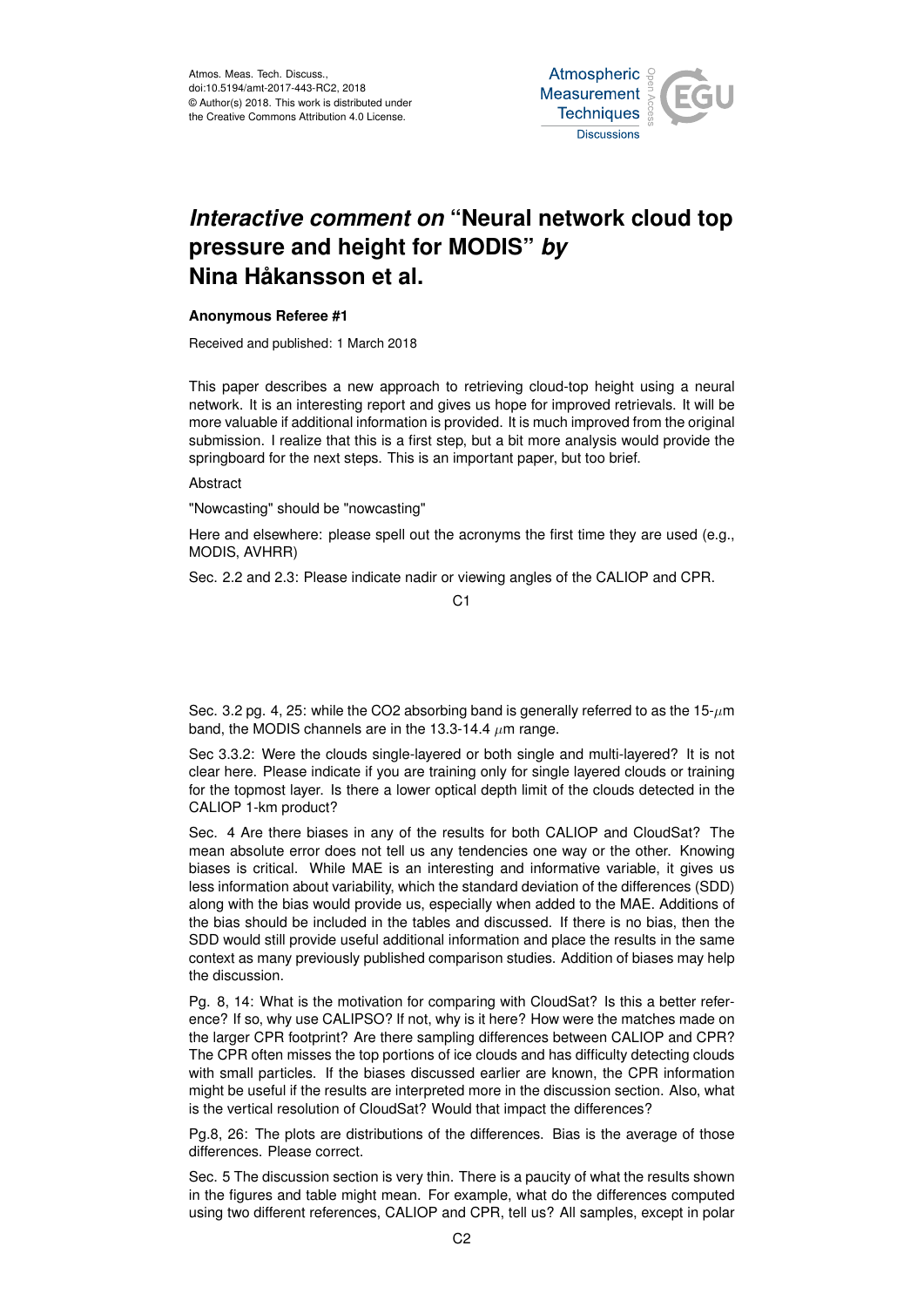Atmos. Meas. Tech. Discuss.,
doi:10.5194/amt-2017-443-RC2, 2018
© Author(s) 2018. This work is distributed under
the Creative Commons Attribution 4.0 License.

# *Interactive comment on* "Neural network cloud top pressure and height for MODIS" *by* Nina Håkansson et al.

**Anonymous Referee #1**

Received and published: 1 March 2018

This paper describes a new approach to retrieving cloud-top height using a neural network. It is an interesting report and gives us hope for improved retrievals. It will be more valuable if additional information is provided. It is much improved from the original submission. I realize that this is a first step, but a bit more analysis would provide the springboard for the next steps. This is an important paper, but too brief.

Abstract

"Nowcasting" should be "nowcasting"

Here and elsewhere: please spell out the acronyms the first time they are used (e.g., MODIS, AVHRR)

Sec. 2.2 and 2.3: Please indicate nadir or viewing angles of the CALIOP and CPR.

Sec. 3.2 pg. 4, 25: while the CO2 absorbing band is generally referred to as the 15-$\mu$m band, the MODIS channels are in the 13.3-14.4 $\mu$m range.

Sec 3.3.2: Were the clouds single-layered or both single and multi-layered? It is not clear here. Please indicate if you are training only for single layered clouds or training for the topmost layer. Is there a lower optical depth limit of the clouds detected in the CALIOP 1-km product?

Sec. 4 Are there biases in any of the results for both CALIOP and CloudSat? The mean absolute error does not tell us any tendencies one way or the other. Knowing biases is critical. While MAE is an interesting and informative variable, it gives us less information about variability, which the standard deviation of the differences (SDD) along with the bias would provide us, especially when added to the MAE. Additions of the bias should be included in the tables and discussed. If there is no bias, then the SDD would still provide useful additional information and place the results in the same context as many previously published comparison studies. Addition of biases may help the discussion.

Pg. 8, 14: What is the motivation for comparing with CloudSat? Is this a better reference? If so, why use CALIPSO? If not, why is it here? How were the matches made on the larger CPR footprint? Are there sampling differences between CALIOP and CPR? The CPR often misses the top portions of ice clouds and has difficulty detecting clouds with small particles. If the biases discussed earlier are known, the CPR information might be useful if the results are interpreted more in the discussion section. Also, what is the vertical resolution of CloudSat? Would that impact the differences?

Pg.8, 26: The plots are distributions of the differences. Bias is the average of those differences. Please correct.

Sec. 5 The discussion section is very thin. There is a paucity of what the results shown in the figures and table might mean. For example, what do the differences computed using two different references, CALIOP and CPR, tell us? All samples, except in polar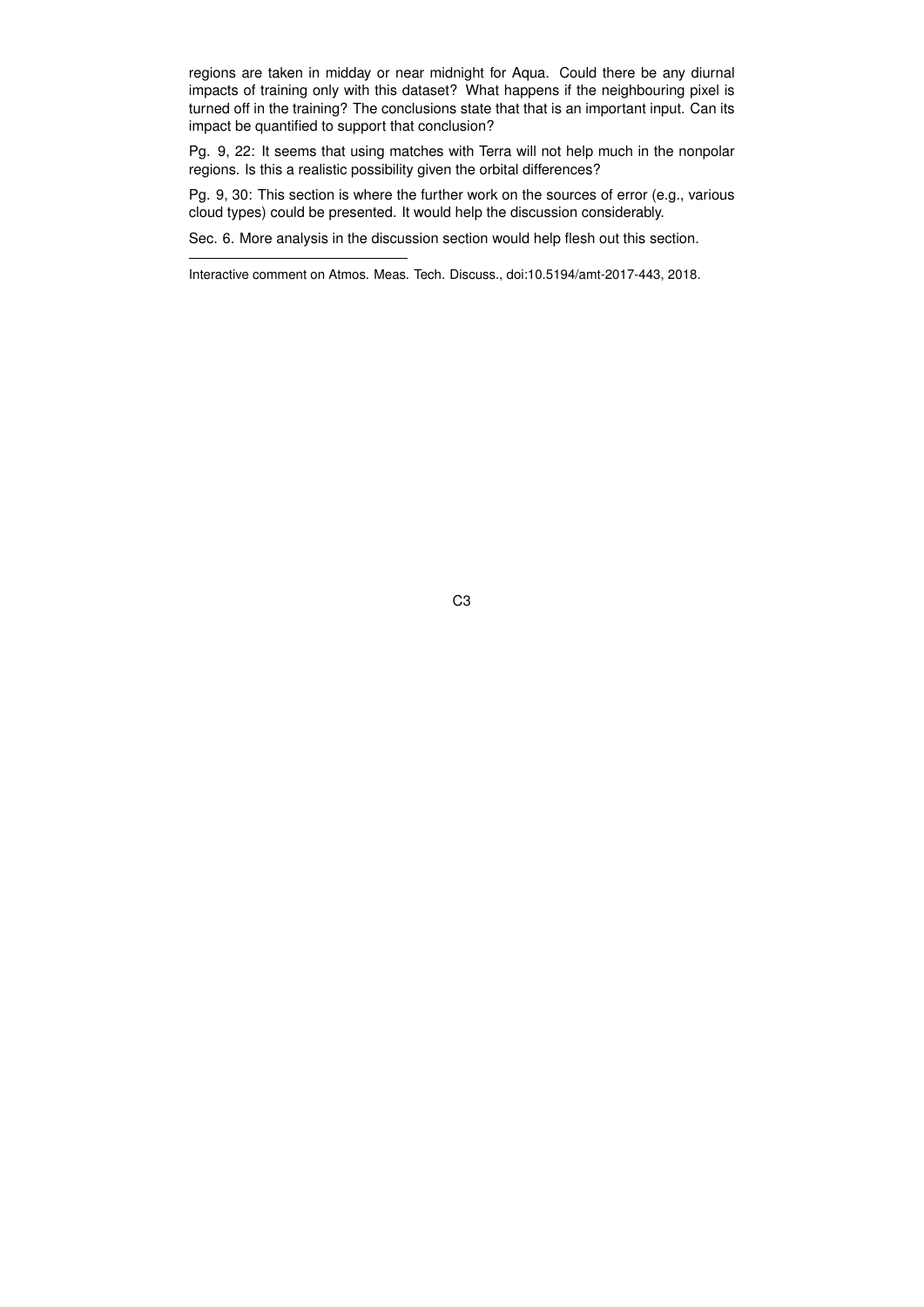regions are taken in midday or near midnight for Aqua. Could there be any diurnal impacts of training only with this dataset? What happens if the neighbouring pixel is turned off in the training? The conclusions state that that is an important input. Can its impact be quantified to support that conclusion?

Pg. 9, 22: It seems that using matches with Terra will not help much in the nonpolar regions. Is this a realistic possibility given the orbital differences?

Pg. 9, 30: This section is where the further work on the sources of error (e.g., various cloud types) could be presented. It would help the discussion considerably.

Sec. 6. More analysis in the discussion section would help flesh out this section.

---

Interactive comment on Atmos. Meas. Tech. Discuss., doi:10.5194/amt-2017-443, 2018.